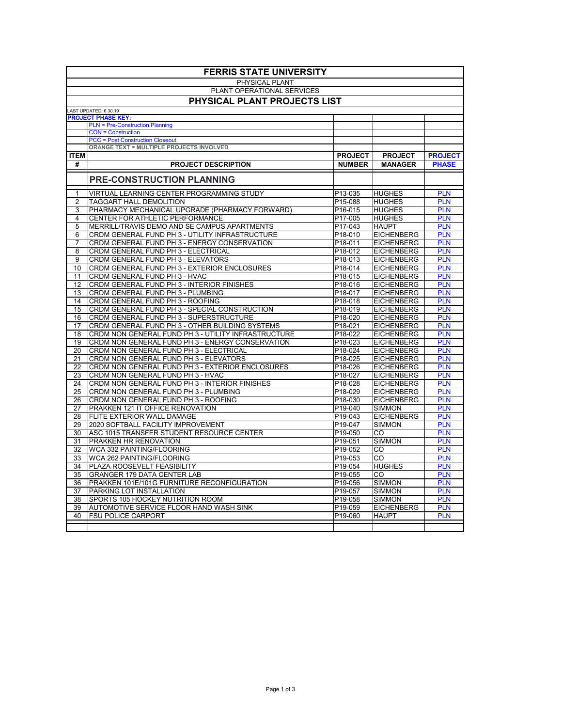# FERRIS STATE UNIVERSITY

PHYSICAL PLANT

PLANT OPERATIONAL SERVICES

## PHYSICAL PLANT PROJECTS LIST

LAST UPDATED: 6.30.19

**PROJECT PHASE KEY:**

- PLN = Pre-Construction Planning
- CON = Construction
- PCC = Post Construction Closeout
- ORANGE TEXT = MULTIPLE PROJECTS INVOLVED

| ITEM # | PROJECT DESCRIPTION | PROJECT NUMBER | PROJECT MANAGER | PROJECT PHASE |
|---|---|---|---|---|
| | **PRE-CONSTRUCTION PLANNING** | | | |
| 1 | VIRTUAL LEARNING CENTER PROGRAMMING STUDY | P13-035 | HUGHES | PLN |
| 2 | TAGGART HALL DEMOLITION | P15-088 | HUGHES | PLN |
| 3 | PHARMACY MECHANICAL UPGRADE (PHARMACY FORWARD) | P16-015 | HUGHES | PLN |
| 4 | CENTER FOR ATHLETIC PERFORMANCE | P17-005 | HUGHES | PLN |
| 5 | MERRILL/TRAVIS DEMO AND SE CAMPUS APARTMENTS | P17-043 | HAUPT | PLN |
| 6 | CRDM GENERAL FUND PH 3 - UTILITY INFRASTRUCTURE | P18-010 | EICHENBERG | PLN |
| 7 | CRDM GENERAL FUND PH 3 - ENERGY CONSERVATION | P18-011 | EICHENBERG | PLN |
| 8 | CRDM GENERAL FUND PH 3 - ELECTRICAL | P18-012 | EICHENBERG | PLN |
| 9 | CRDM GENERAL FUND PH 3 - ELEVATORS | P18-013 | EICHENBERG | PLN |
| 10 | CRDM GENERAL FUND PH 3 - EXTERIOR ENCLOSURES | P18-014 | EICHENBERG | PLN |
| 11 | CRDM GENERAL FUND PH 3 - HVAC | P18-015 | EICHENBERG | PLN |
| 12 | CRDM GENERAL FUND PH 3 - INTERIOR FINISHES | P18-016 | EICHENBERG | PLN |
| 13 | CRDM GENERAL FUND PH 3 - PLUMBING | P18-017 | EICHENBERG | PLN |
| 14 | CRDM GENERAL FUND PH 3 - ROOFING | P18-018 | EICHENBERG | PLN |
| 15 | CRDM GENERAL FUND PH 3 - SPECIAL CONSTRUCTION | P18-019 | EICHENBERG | PLN |
| 16 | CRDM GENERAL FUND PH 3 - SUPERSTRUCTURE | P18-020 | EICHENBERG | PLN |
| 17 | CRDM GENERAL FUND PH 3 - OTHER BUILDING SYSTEMS | P18-021 | EICHENBERG | PLN |
| 18 | CRDM NON GENERAL FUND PH 3 - UTILITY INFRASTRUCTURE | P18-022 | EICHENBERG | PLN |
| 19 | CRDM NON GENERAL FUND PH 3 - ENERGY CONSERVATION | P18-023 | EICHENBERG | PLN |
| 20 | CRDM NON GENERAL FUND PH 3 - ELECTRICAL | P18-024 | EICHENBERG | PLN |
| 21 | CRDM NON GENERAL FUND PH 3 - ELEVATORS | P18-025 | EICHENBERG | PLN |
| 22 | CRDM NON GENERAL FUND PH 3 - EXTERIOR ENCLOSURES | P18-026 | EICHENBERG | PLN |
| 23 | CRDM NON GENERAL FUND PH 3 - HVAC | P18-027 | EICHENBERG | PLN |
| 24 | CRDM NON GENERAL FUND PH 3 - INTERIOR FINISHES | P18-028 | EICHENBERG | PLN |
| 25 | CRDM NON GENERAL FUND PH 3 - PLUMBING | P18-029 | EICHENBERG | PLN |
| 26 | CRDM NON GENERAL FUND PH 3 - ROOFING | P18-030 | EICHENBERG | PLN |
| 27 | PRAKKEN 121 IT OFFICE RENOVATION | P19-040 | SIMMON | PLN |
| 28 | FLITE EXTERIOR WALL DAMAGE | P19-043 | EICHENBERG | PLN |
| 29 | 2020 SOFTBALL FACILITY IMPROVEMENT | P19-047 | SIMMON | PLN |
| 30 | ASC 1015 TRANSFER STUDENT RESOURCE CENTER | P19-050 | CO | PLN |
| 31 | PRAKKEN HR RENOVATION | P19-051 | SIMMON | PLN |
| 32 | WCA 332 PAINTING/FLOORING | P19-052 | CO | PLN |
| 33 | WCA 262 PAINTING/FLOORING | P19-053 | CO | PLN |
| 34 | PLAZA ROOSEVELT FEASIBILITY | P19-054 | HUGHES | PLN |
| 35 | GRANGER 179 DATA CENTER LAB | P19-055 | CO | PLN |
| 36 | PRAKKEN 101E/101G FURNITURE RECONFIGURATION | P19-056 | SIMMON | PLN |
| 37 | PARKING LOT INSTALLATION | P19-057 | SIMMON | PLN |
| 38 | SPORTS 105 HOCKEY NUTRITION ROOM | P19-058 | SIMMON | PLN |
| 39 | AUTOMOTIVE SERVICE FLOOR HAND WASH SINK | P19-059 | EICHENBERG | PLN |
| 40 | FSU POLICE CARPORT | P19-060 | HAUPT | PLN |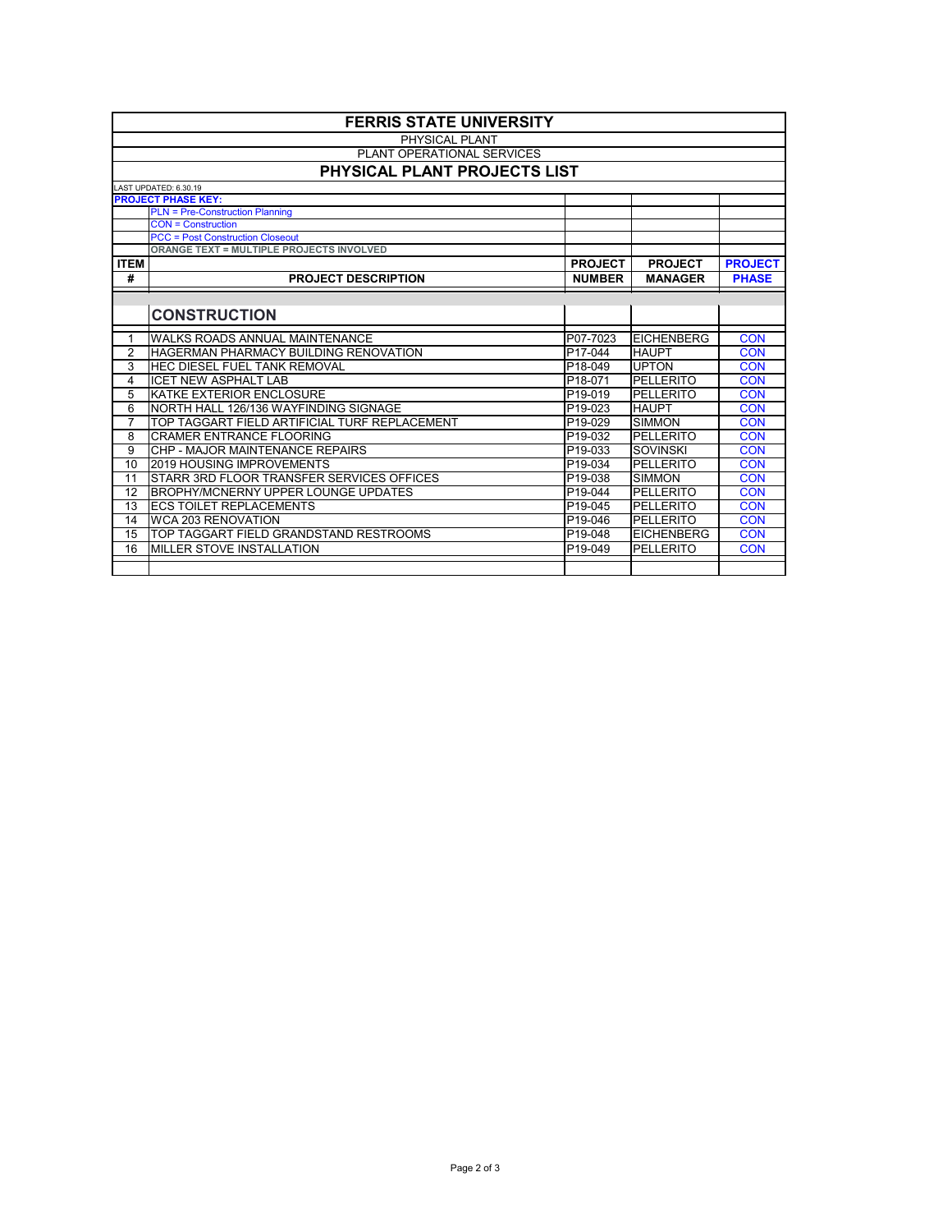# FERRIS STATE UNIVERSITY

PHYSICAL PLANT

PLANT OPERATIONAL SERVICES

## PHYSICAL PLANT PROJECTS LIST

LAST UPDATED: 6.30.19

**PROJECT PHASE KEY:**

- PLN = Pre-Construction Planning
- CON = Construction
- PCC = Post Construction Closeout
- ORANGE TEXT = MULTIPLE PROJECTS INVOLVED

| ITEM # | PROJECT DESCRIPTION | PROJECT NUMBER | PROJECT MANAGER | PROJECT PHASE |
|---|---|---|---|---|
| | **CONSTRUCTION** | | | |
| 1 | WALKS ROADS ANNUAL MAINTENANCE | P07-7023 | EICHENBERG | CON |
| 2 | HAGERMAN PHARMACY BUILDING RENOVATION | P17-044 | HAUPT | CON |
| 3 | HEC DIESEL FUEL TANK REMOVAL | P18-049 | UPTON | CON |
| 4 | ICET NEW ASPHALT LAB | P18-071 | PELLERITO | CON |
| 5 | KATKE EXTERIOR ENCLOSURE | P19-019 | PELLERITO | CON |
| 6 | NORTH HALL 126/136 WAYFINDING SIGNAGE | P19-023 | HAUPT | CON |
| 7 | TOP TAGGART FIELD ARTIFICIAL TURF REPLACEMENT | P19-029 | SIMMON | CON |
| 8 | CRAMER ENTRANCE FLOORING | P19-032 | PELLERITO | CON |
| 9 | CHP - MAJOR MAINTENANCE REPAIRS | P19-033 | SOVINSKI | CON |
| 10 | 2019 HOUSING IMPROVEMENTS | P19-034 | PELLERITO | CON |
| 11 | STARR 3RD FLOOR TRANSFER SERVICES OFFICES | P19-038 | SIMMON | CON |
| 12 | BROPHY/MCNERNY UPPER LOUNGE UPDATES | P19-044 | PELLERITO | CON |
| 13 | ECS TOILET REPLACEMENTS | P19-045 | PELLERITO | CON |
| 14 | WCA 203 RENOVATION | P19-046 | PELLERITO | CON |
| 15 | TOP TAGGART FIELD GRANDSTAND RESTROOMS | P19-048 | EICHENBERG | CON |
| 16 | MILLER STOVE INSTALLATION | P19-049 | PELLERITO | CON |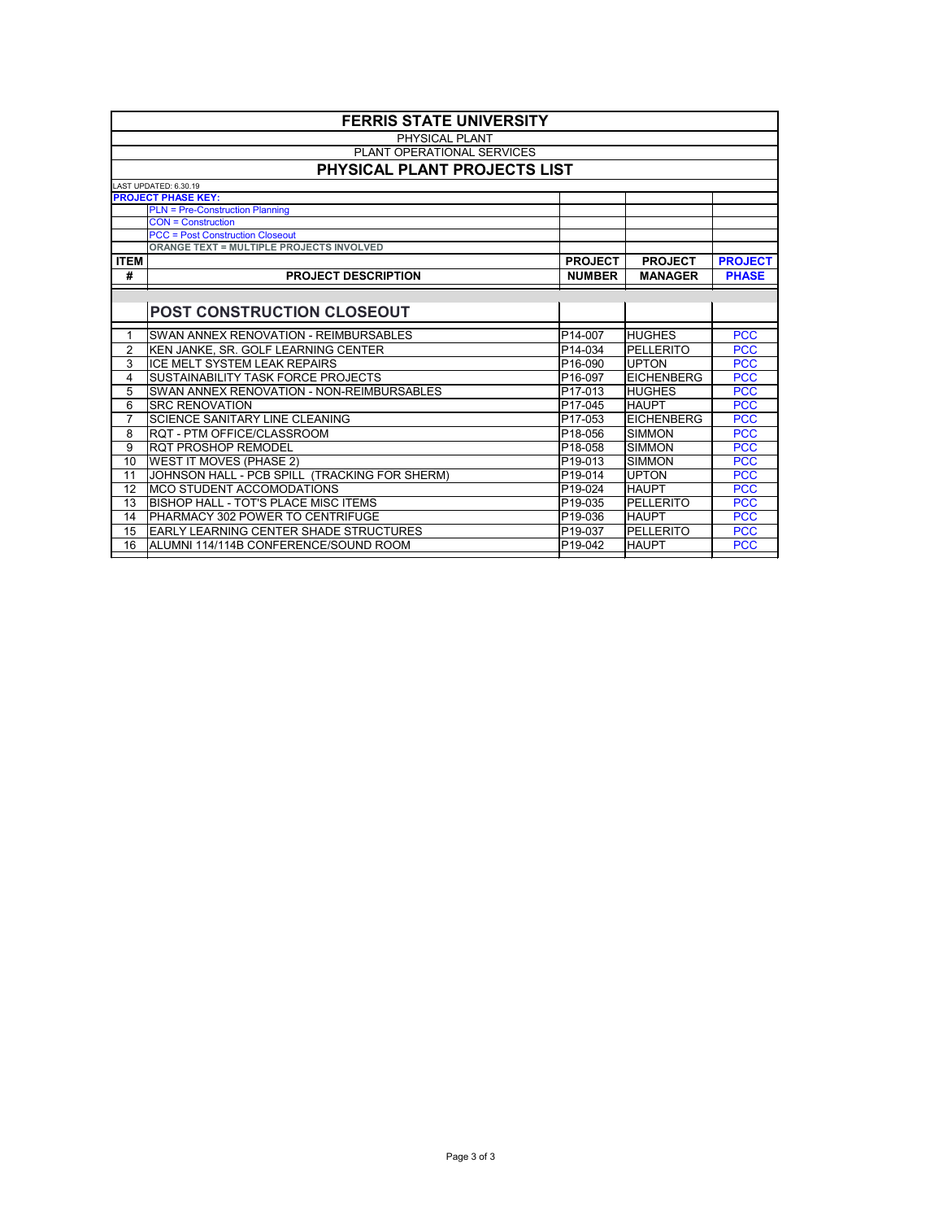# FERRIS STATE UNIVERSITY

PHYSICAL PLANT

PLANT OPERATIONAL SERVICES

## PHYSICAL PLANT PROJECTS LIST

LAST UPDATED: 6.30.19

**PROJECT PHASE KEY:**

- PLN = Pre-Construction Planning
- CON = Construction
- PCC = Post Construction Closeout
- ORANGE TEXT = MULTIPLE PROJECTS INVOLVED

| ITEM # | PROJECT DESCRIPTION | PROJECT NUMBER | PROJECT MANAGER | PROJECT PHASE |
|---|---|---|---|---|
| | **POST CONSTRUCTION CLOSEOUT** | | | |
| 1 | SWAN ANNEX RENOVATION - REIMBURSABLES | P14-007 | HUGHES | PCC |
| 2 | KEN JANKE, SR. GOLF LEARNING CENTER | P14-034 | PELLERITO | PCC |
| 3 | ICE MELT SYSTEM LEAK REPAIRS | P16-090 | UPTON | PCC |
| 4 | SUSTAINABILITY TASK FORCE PROJECTS | P16-097 | EICHENBERG | PCC |
| 5 | SWAN ANNEX RENOVATION - NON-REIMBURSABLES | P17-013 | HUGHES | PCC |
| 6 | SRC RENOVATION | P17-045 | HAUPT | PCC |
| 7 | SCIENCE SANITARY LINE CLEANING | P17-053 | EICHENBERG | PCC |
| 8 | RQT - PTM OFFICE/CLASSROOM | P18-056 | SIMMON | PCC |
| 9 | RQT PROSHOP REMODEL | P18-058 | SIMMON | PCC |
| 10 | WEST IT MOVES (PHASE 2) | P19-013 | SIMMON | PCC |
| 11 | JOHNSON HALL - PCB SPILL (TRACKING FOR SHERM) | P19-014 | UPTON | PCC |
| 12 | MCO STUDENT ACCOMODATIONS | P19-024 | HAUPT | PCC |
| 13 | BISHOP HALL - TOT'S PLACE MISC ITEMS | P19-035 | PELLERITO | PCC |
| 14 | PHARMACY 302 POWER TO CENTRIFUGE | P19-036 | HAUPT | PCC |
| 15 | EARLY LEARNING CENTER SHADE STRUCTURES | P19-037 | PELLERITO | PCC |
| 16 | ALUMNI 114/114B CONFERENCE/SOUND ROOM | P19-042 | HAUPT | PCC |